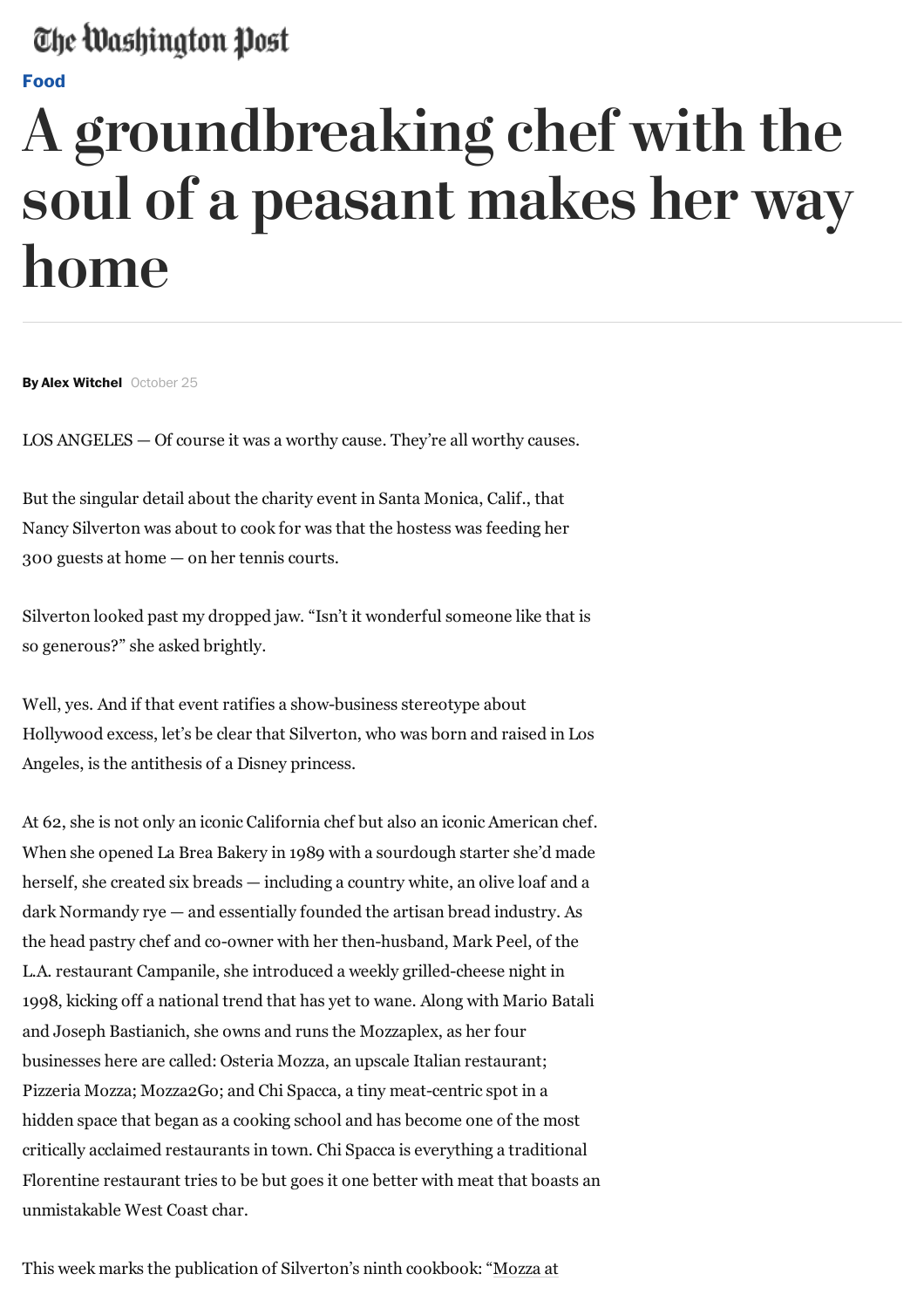The Washington Post

**Food**

# A groundbreaking chef with the soul of a peasant makes her way home

**By Alex Witchel** October 25

LOS ANGELES — Of course it was a worthy cause. They're all worthy causes.

But the singular detail about the charity event in Santa Monica, Calif., that Nancy Silverton was about to cook for was that the hostess was feeding her 300 guests at home — on her tennis courts.

Silverton looked past my dropped jaw. "Isn't it wonderful someone like that is so generous?" she asked brightly.

Well, yes. And if that event ratifies a show-business stereotype about Hollywood excess, let's be clear that Silverton, who was born and raised in Los Angeles, is the antithesis of a Disney princess.

At 62, she is not only an iconic California chef but also an iconic American chef. When she opened La Brea Bakery in 1989 with a sourdough starter she'd made herself, she created six breads — including a country white, an olive loaf and a dark Normandy rye — and essentially founded the artisan bread industry. As the head pastry chef and co-owner with her then-husband, Mark Peel, of the L.A. restaurant Campanile, she introduced a weekly grilled-cheese night in 1998, kicking off a national trend that has yet to wane. Along with Mario Batali and Joseph Bastianich, she owns and runs the Mozzaplex, as her four businesses here are called: Osteria Mozza, an upscale Italian restaurant; Pizzeria Mozza; Mozza2Go; and Chi Spacca, a tiny meat-centric spot in a hidden space that began as a cooking school and has become one of the most critically acclaimed restaurants in town. Chi Spacca is everything a traditional Florentine restaurant tries to be but goes it one better with meat that boasts an unmistakable West Coast char.

This week marks the publication of Silverton's ninth cookbook: "Mozza at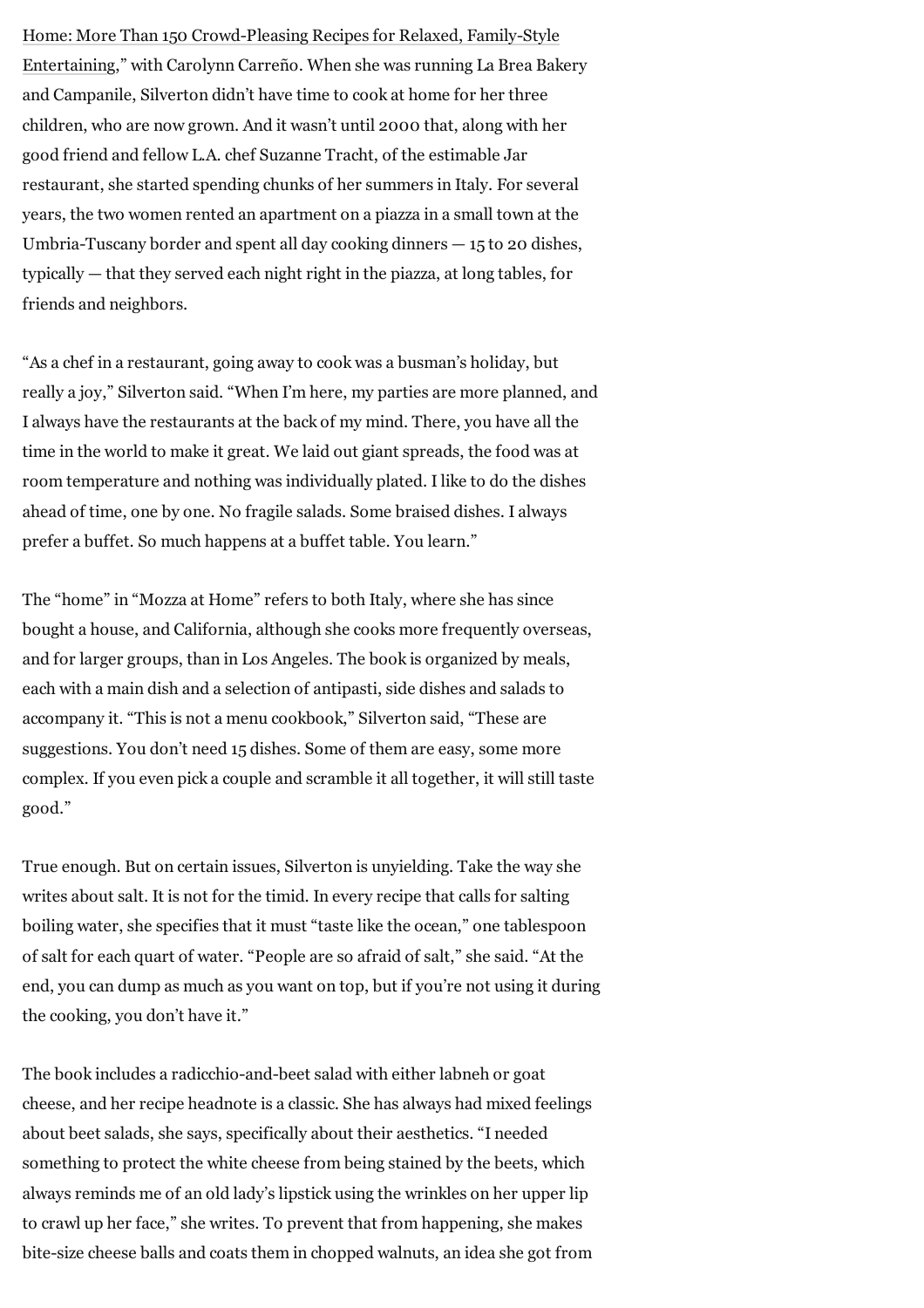Home: More Than 150 Crowd-Pleasing Recipes for Relaxed, Family-Style Entertaining," with Carolynn Carreño. When she was running La Brea Bakery and Campanile, Silverton didn't have time to cook at home for her three children, who are now grown. And it wasn't until 2000 that, along with her good friend and fellow L.A. chef Suzanne Tracht, of the estimable Jar restaurant, she started spending chunks of her summers in Italy. For several years, the two women rented an apartment on a piazza in a small town at the Umbria-Tuscany border and spent all day cooking dinners — 15 to 20 dishes, typically — that they served each night right in the piazza, at long tables, for friends and neighbors.

"As a chef in a restaurant, going away to cook was a busman's holiday, but really a joy," Silverton said. "When I'm here, my parties are more planned, and I always have the restaurants at the back of my mind. There, you have all the time in the world to make it great. We laid out giant spreads, the food was at room temperature and nothing was individually plated. I like to do the dishes ahead of time, one by one. No fragile salads. Some braised dishes. I always prefer a buffet. So much happens at a buffet table. You learn."

The "home" in "Mozza at Home" refers to both Italy, where she has since bought a house, and California, although she cooks more frequently overseas, and for larger groups, than in Los Angeles. The book is organized by meals, each with a main dish and a selection of antipasti, side dishes and salads to accompany it. "This is not a menu cookbook," Silverton said, "These are suggestions. You don't need 15 dishes. Some of them are easy, some more complex. If you even pick a couple and scramble it all together, it will still taste good."

True enough. But on certain issues, Silverton is unyielding. Take the way she writes about salt. It is not for the timid. In every recipe that calls for salting boiling water, she specifies that it must "taste like the ocean," one tablespoon of salt for each quart of water. "People are so afraid of salt," she said. "At the end, you can dump as much as you want on top, but if you're not using it during the cooking, you don't have it."

The book includes a radicchio-and-beet salad with either labneh or goat cheese, and her recipe headnote is a classic. She has always had mixed feelings about beet salads, she says, specifically about their aesthetics. "I needed something to protect the white cheese from being stained by the beets, which always reminds me of an old lady's lipstick using the wrinkles on her upper lip to crawl up her face," she writes. To prevent that from happening, she makes bite-size cheese balls and coats them in chopped walnuts, an idea she got from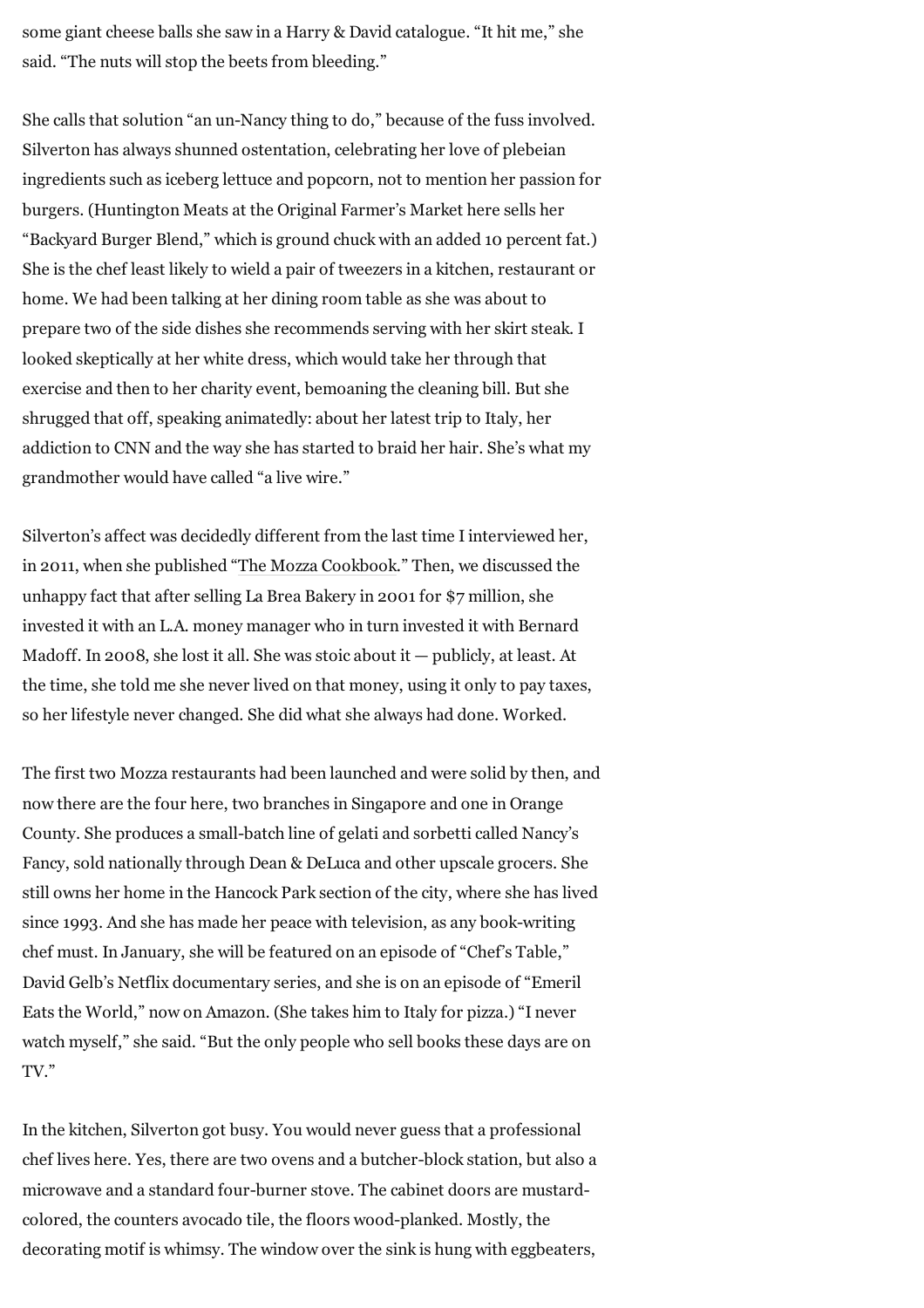some giant cheese balls she saw in a Harry & David catalogue. “It hit me,” she said. “The nuts will stop the beets from bleeding.”

She calls that solution “an un-Nancy thing to do,” because of the fuss involved. Silverton has always shunned ostentation, celebrating her love of plebeian ingredients such as iceberg lettuce and popcorn, not to mention her passion for burgers. (Huntington Meats at the Original Farmer’s Market here sells her “Backyard Burger Blend,” which is ground chuck with an added 10 percent fat.) She is the chef least likely to wield a pair of tweezers in a kitchen, restaurant or home. We had been talking at her dining room table as she was about to prepare two of the side dishes she recommends serving with her skirt steak. I looked skeptically at her white dress, which would take her through that exercise and then to her charity event, bemoaning the cleaning bill. But she shrugged that off, speaking animatedly: about her latest trip to Italy, her addiction to CNN and the way she has started to braid her hair. She’s what my grandmother would have called “a live wire.”

Silverton’s affect was decidedly different from the last time I interviewed her, in 2011, when she published “The Mozza Cookbook.” Then, we discussed the unhappy fact that after selling La Brea Bakery in 2001 for $7 million, she invested it with an L.A. money manager who in turn invested it with Bernard Madoff. In 2008, she lost it all. She was stoic about it — publicly, at least. At the time, she told me she never lived on that money, using it only to pay taxes, so her lifestyle never changed. She did what she always had done. Worked.

The first two Mozza restaurants had been launched and were solid by then, and now there are the four here, two branches in Singapore and one in Orange County. She produces a small-batch line of gelati and sorbetti called Nancy’s Fancy, sold nationally through Dean & DeLuca and other upscale grocers. She still owns her home in the Hancock Park section of the city, where she has lived since 1993. And she has made her peace with television, as any book-writing chef must. In January, she will be featured on an episode of “Chef’s Table,” David Gelb’s Netflix documentary series, and she is on an episode of “Emeril Eats the World,” now on Amazon. (She takes him to Italy for pizza.) “I never watch myself,” she said. “But the only people who sell books these days are on TV.”

In the kitchen, Silverton got busy. You would never guess that a professional chef lives here. Yes, there are two ovens and a butcher-block station, but also a microwave and a standard four-burner stove. The cabinet doors are mustard-colored, the counters avocado tile, the floors wood-planked. Mostly, the decorating motif is whimsy. The window over the sink is hung with eggbeaters,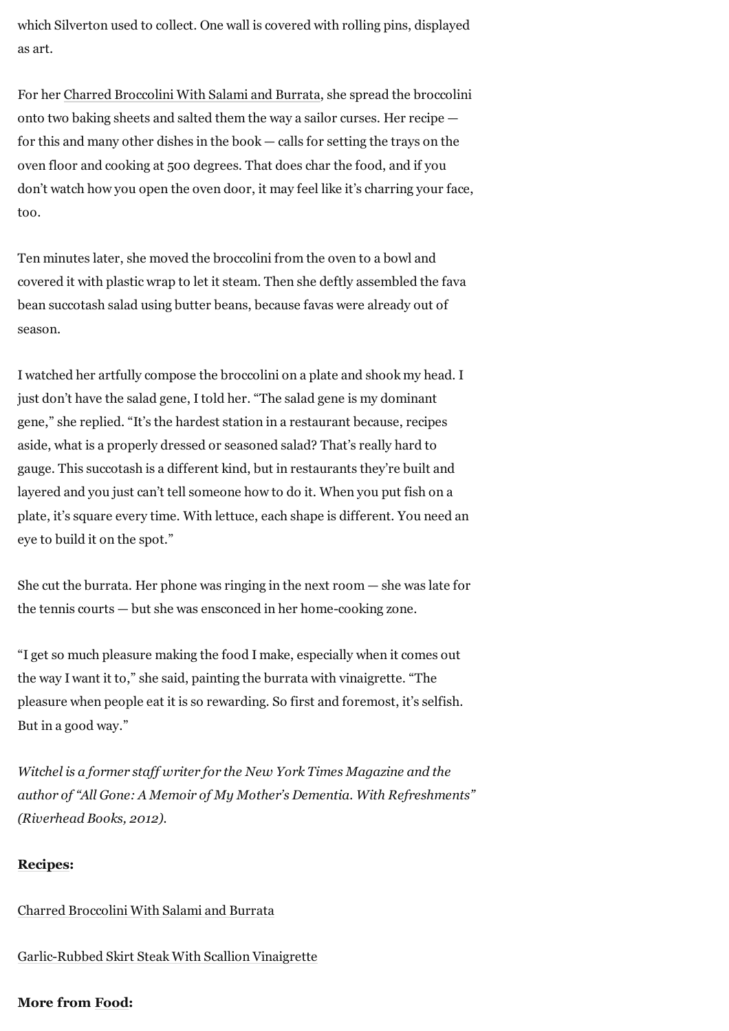which Silverton used to collect. One wall is covered with rolling pins, displayed as art.

For her Charred Broccolini With Salami and Burrata, she spread the broccolini onto two baking sheets and salted them the way a sailor curses. Her recipe — for this and many other dishes in the book — calls for setting the trays on the oven floor and cooking at 500 degrees. That does char the food, and if you don't watch how you open the oven door, it may feel like it's charring your face, too.

Ten minutes later, she moved the broccolini from the oven to a bowl and covered it with plastic wrap to let it steam. Then she deftly assembled the fava bean succotash salad using butter beans, because favas were already out of season.

I watched her artfully compose the broccolini on a plate and shook my head. I just don't have the salad gene, I told her. "The salad gene is my dominant gene," she replied. "It's the hardest station in a restaurant because, recipes aside, what is a properly dressed or seasoned salad? That's really hard to gauge. This succotash is a different kind, but in restaurants they're built and layered and you just can't tell someone how to do it. When you put fish on a plate, it's square every time. With lettuce, each shape is different. You need an eye to build it on the spot."

She cut the burrata. Her phone was ringing in the next room — she was late for the tennis courts — but she was ensconced in her home-cooking zone.

"I get so much pleasure making the food I make, especially when it comes out the way I want it to," she said, painting the burrata with vinaigrette. "The pleasure when people eat it is so rewarding. So first and foremost, it's selfish. But in a good way."

*Witchel is a former staff writer for the New York Times Magazine and the author of "All Gone: A Memoir of My Mother's Dementia. With Refreshments" (Riverhead Books, 2012).*

**Recipes:**

Charred Broccolini With Salami and Burrata

Garlic-Rubbed Skirt Steak With Scallion Vinaigrette

**More from Food:**